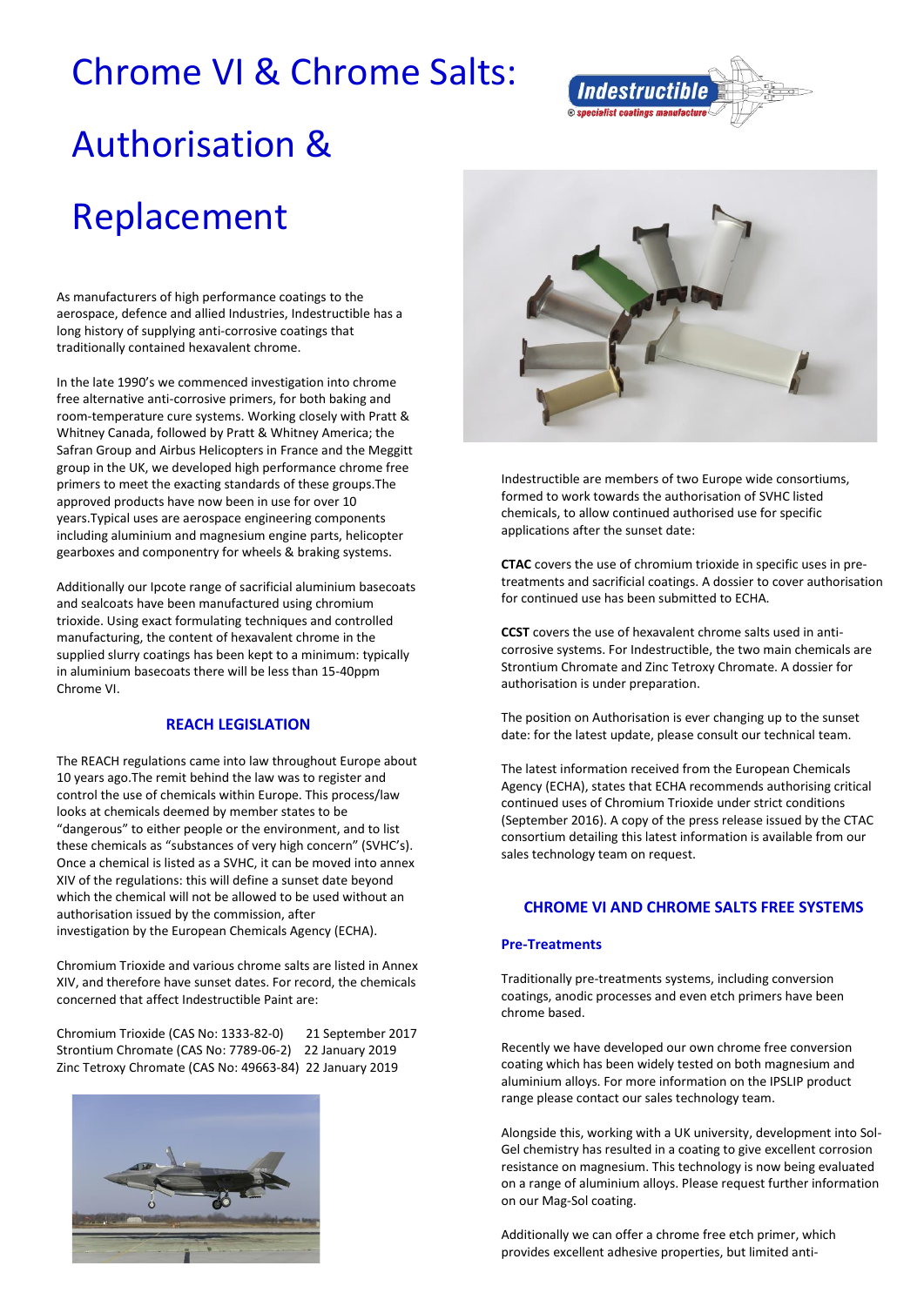# Chrome VI & Chrome Salts: Authorisation & Replacement

As manufacturers of high performance coatings to the aerospace, defence and allied Industries, Indestructible has a long history of supplying anti-corrosive coatings that traditionally contained hexavalent chrome.

In the late 1990's we commenced investigation into chrome free alternative anti-corrosive primers, for both baking and room-temperature cure systems. Working closely with Pratt & Whitney Canada, followed by Pratt & Whitney America; the Safran Group and Airbus Helicopters in France and the Meggitt group in the UK, we developed high performance chrome free primers to meet the exacting standards of these groups.The approved products have now been in use for over 10 years.Typical uses are aerospace engineering components including aluminium and magnesium engine parts, helicopter gearboxes and componentry for wheels & braking systems.

Additionally our Ipcote range of sacrificial aluminium basecoats and sealcoats have been manufactured using chromium trioxide. Using exact formulating techniques and controlled manufacturing, the content of hexavalent chrome in the supplied slurry coatings has been kept to a minimum: typically in aluminium basecoats there will be less than 15-40ppm Chrome VI.

## REACH LEGISLATION

The REACH regulations came into law throughout Europe about 10 years ago.The remit behind the law was to register and control the use of chemicals within Europe. This process/law looks at chemicals deemed by member states to be "dangerous" to either people or the environment, and to list these chemicals as "substances of very high concern" (SVHC's). Once a chemical is listed as a SVHC, it can be moved into annex XIV of the regulations: this will define a sunset date beyond which the chemical will not be allowed to be used without an authorisation issued by the commission, after investigation by the European Chemicals Agency (ECHA).

Chromium Trioxide and various chrome salts are listed in Annex XIV, and therefore have sunset dates. For record, the chemicals concerned that affect Indestructible Paint are:

Chromium Trioxide (CAS No: 1333-82-0) 21 September 2017
Strontium Chromate (CAS No: 7789-06-2) 22 January 2019
Zinc Tetroxy Chromate (CAS No: 49663-84) 22 January 2019

Indestructible are members of two Europe wide consortiums, formed to work towards the authorisation of SVHC listed chemicals, to allow continued authorised use for specific applications after the sunset date:

**CTAC** covers the use of chromium trioxide in specific uses in pre-treatments and sacrificial coatings. A dossier to cover authorisation for continued use has been submitted to ECHA.

**CCST** covers the use of hexavalent chrome salts used in anti-corrosive systems. For Indestructible, the two main chemicals are Strontium Chromate and Zinc Tetroxy Chromate. A dossier for authorisation is under preparation.

The position on Authorisation is ever changing up to the sunset date: for the latest update, please consult our technical team.

The latest information received from the European Chemicals Agency (ECHA), states that ECHA recommends authorising critical continued uses of Chromium Trioxide under strict conditions (September 2016). A copy of the press release issued by the CTAC consortium detailing this latest information is available from our sales technology team on request.

## CHROME VI AND CHROME SALTS FREE SYSTEMS

### Pre-Treatments

Traditionally pre-treatments systems, including conversion coatings, anodic processes and even etch primers have been chrome based.

Recently we have developed our own chrome free conversion coating which has been widely tested on both magnesium and aluminium alloys. For more information on the IPSLIP product range please contact our sales technology team.

Alongside this, working with a UK university, development into Sol-Gel chemistry has resulted in a coating to give excellent corrosion resistance on magnesium. This technology is now being evaluated on a range of aluminium alloys. Please request further information on our Mag-Sol coating.

Additionally we can offer a chrome free etch primer, which provides excellent adhesive properties, but limited anti-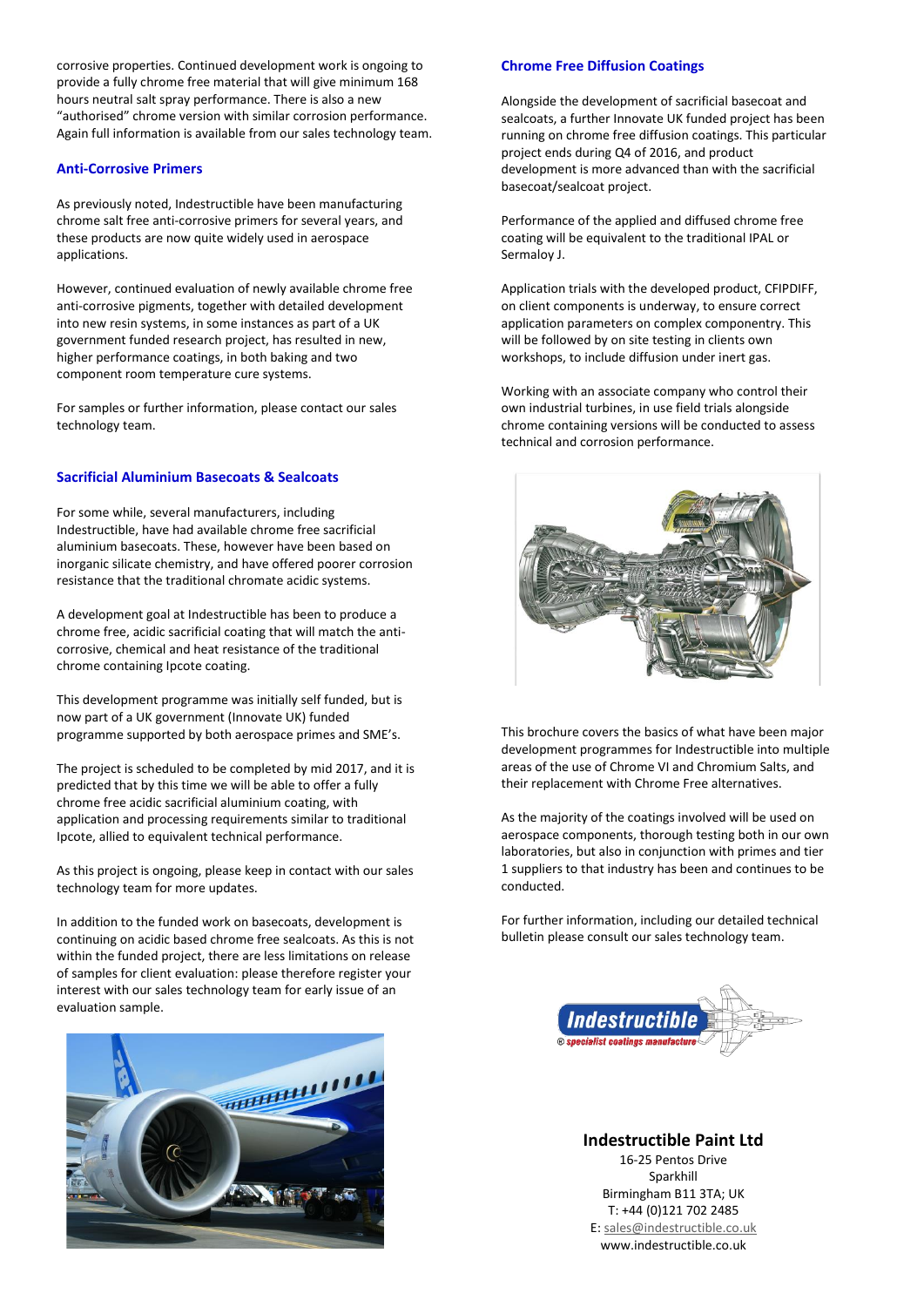corrosive properties. Continued development work is ongoing to provide a fully chrome free material that will give minimum 168 hours neutral salt spray performance. There is also a new "authorised" chrome version with similar corrosion performance. Again full information is available from our sales technology team.

### Anti-Corrosive Primers

As previously noted, Indestructible have been manufacturing chrome salt free anti-corrosive primers for several years, and these products are now quite widely used in aerospace applications.

However, continued evaluation of newly available chrome free anti-corrosive pigments, together with detailed development into new resin systems, in some instances as part of a UK government funded research project, has resulted in new, higher performance coatings, in both baking and two component room temperature cure systems.

For samples or further information, please contact our sales technology team.

### Sacrificial Aluminium Basecoats & Sealcoats

For some while, several manufacturers, including Indestructible, have had available chrome free sacrificial aluminium basecoats. These, however have been based on inorganic silicate chemistry, and have offered poorer corrosion resistance that the traditional chromate acidic systems.

A development goal at Indestructible has been to produce a chrome free, acidic sacrificial coating that will match the anti-corrosive, chemical and heat resistance of the traditional chrome containing Ipcote coating.

This development programme was initially self funded, but is now part of a UK government (Innovate UK) funded programme supported by both aerospace primes and SME's.

The project is scheduled to be completed by mid 2017, and it is predicted that by this time we will be able to offer a fully chrome free acidic sacrificial aluminium coating, with application and processing requirements similar to traditional Ipcote, allied to equivalent technical performance.

As this project is ongoing, please keep in contact with our sales technology team for more updates.

In addition to the funded work on basecoats, development is continuing on acidic based chrome free sealcoats. As this is not within the funded project, there are less limitations on release of samples for client evaluation: please therefore register your interest with our sales technology team for early issue of an evaluation sample.

### Chrome Free Diffusion Coatings

Alongside the development of sacrificial basecoat and sealcoats, a further Innovate UK funded project has been running on chrome free diffusion coatings. This particular project ends during Q4 of 2016, and product development is more advanced than with the sacrificial basecoat/sealcoat project.

Performance of the applied and diffused chrome free coating will be equivalent to the traditional IPAL or Sermaloy J.

Application trials with the developed product, CFIPDIFF, on client components is underway, to ensure correct application parameters on complex componentry. This will be followed by on site testing in clients own workshops, to include diffusion under inert gas.

Working with an associate company who control their own industrial turbines, in use field trials alongside chrome containing versions will be conducted to assess technical and corrosion performance.

This brochure covers the basics of what have been major development programmes for Indestructible into multiple areas of the use of Chrome VI and Chromium Salts, and their replacement with Chrome Free alternatives.

As the majority of the coatings involved will be used on aerospace components, thorough testing both in our own laboratories, but also in conjunction with primes and tier 1 suppliers to that industry has been and continues to be conducted.

For further information, including our detailed technical bulletin please consult our sales technology team.

Indestructible
® specialist coatings manufacture

**Indestructible Paint Ltd**
16-25 Pentos Drive
Sparkhill
Birmingham B11 3TA; UK
T: +44 (0)121 702 2485
E: sales@indestructible.co.uk
www.indestructible.co.uk